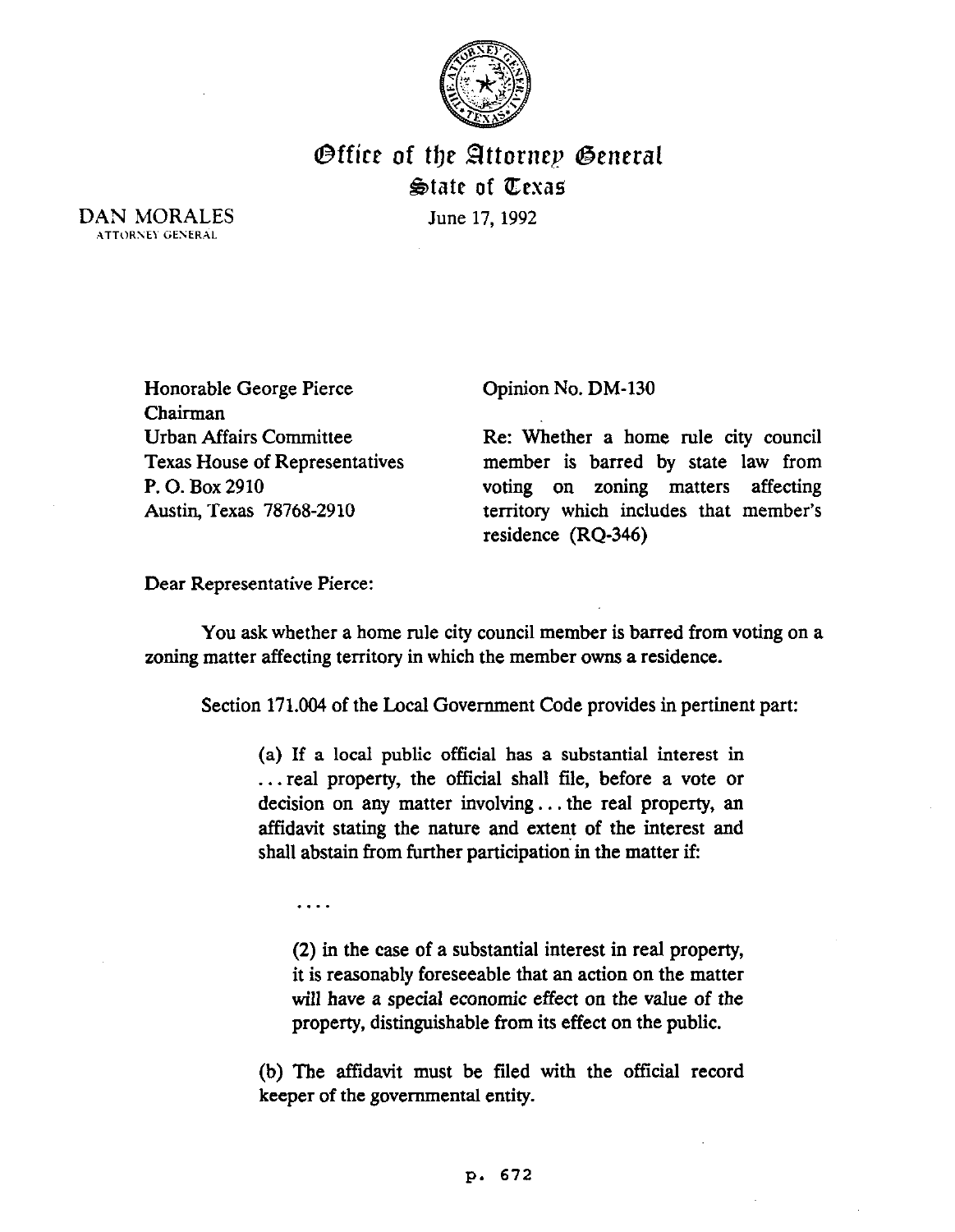# Office of the Attorney General
## State of Texas

DAN MORALES
ATTORNEY GENERAL

June 17, 1992

Honorable George Pierce
Chairman
Urban Affairs Committee
Texas House of Representatives
P. O. Box 2910
Austin, Texas 78768-2910

Opinion No. DM-130

Re: Whether a home rule city council member is barred by state law from voting on zoning matters affecting territory which includes that member's residence (RQ-346)

Dear Representative Pierce:

You ask whether a home rule city council member is barred from voting on a zoning matter affecting territory in which the member owns a residence.

Section 171.004 of the Local Government Code provides in pertinent part:

> (a) If a local public official has a substantial interest in . . . real property, the official shall file, before a vote or decision on any matter involving . . . the real property, an affidavit stating the nature and extent of the interest and shall abstain from further participation in the matter if:
>
> . . . .
>
> (2) in the case of a substantial interest in real property, it is reasonably foreseeable that an action on the matter will have a special economic effect on the value of the property, distinguishable from its effect on the public.
>
> (b) The affidavit must be filed with the official record keeper of the governmental entity.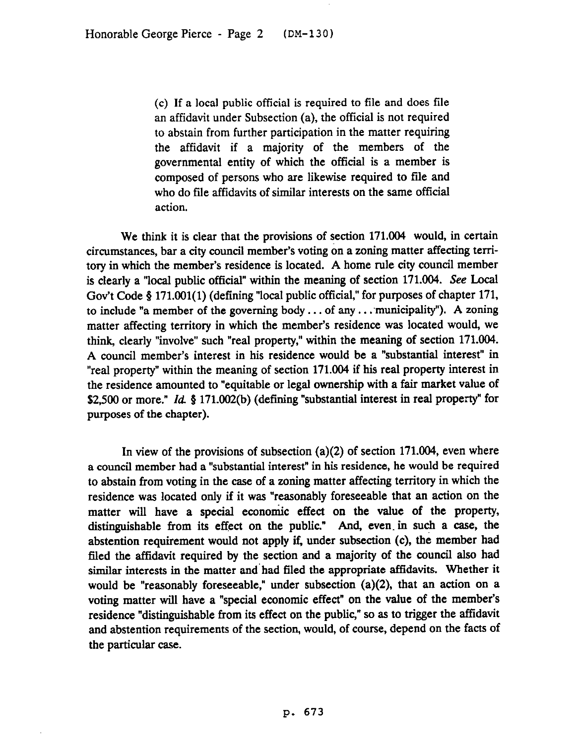> (c) If a local public official is required to file and does file an affidavit under Subsection (a), the official is not required to abstain from further participation in the matter requiring the affidavit if a majority of the members of the governmental entity of which the official is a member is composed of persons who are likewise required to file and who do file affidavits of similar interests on the same official action.

We think it is clear that the provisions of section 171.004 would, in certain circumstances, bar a city council member's voting on a zoning matter affecting territory in which the member's residence is located. A home rule city council member is clearly a "local public official" within the meaning of section 171.004. *See* Local Gov't Code § 171.001(1) (defining "local public official," for purposes of chapter 171, to include "a member of the governing body . . . of any . . . municipality"). A zoning matter affecting territory in which the member's residence was located would, we think, clearly "involve" such "real property," within the meaning of section 171.004. A council member's interest in his residence would be a "substantial interest" in "real property" within the meaning of section 171.004 if his real property interest in the residence amounted to "equitable or legal ownership with a fair market value of $2,500 or more." *Id.* § 171.002(b) (defining "substantial interest in real property" for purposes of the chapter).

In view of the provisions of subsection (a)(2) of section 171.004, even where a council member had a "substantial interest" in his residence, he would be required to abstain from voting in the case of a zoning matter affecting territory in which the residence was located only if it was "reasonably foreseeable that an action on the matter will have a special economic effect on the value of the property, distinguishable from its effect on the public." And, even in such a case, the abstention requirement would not apply if, under subsection (c), the member had filed the affidavit required by the section and a majority of the council also had similar interests in the matter and had filed the appropriate affidavits. Whether it would be "reasonably foreseeable," under subsection (a)(2), that an action on a voting matter will have a "special economic effect" on the value of the member's residence "distinguishable from its effect on the public," so as to trigger the affidavit and abstention requirements of the section, would, of course, depend on the facts of the particular case.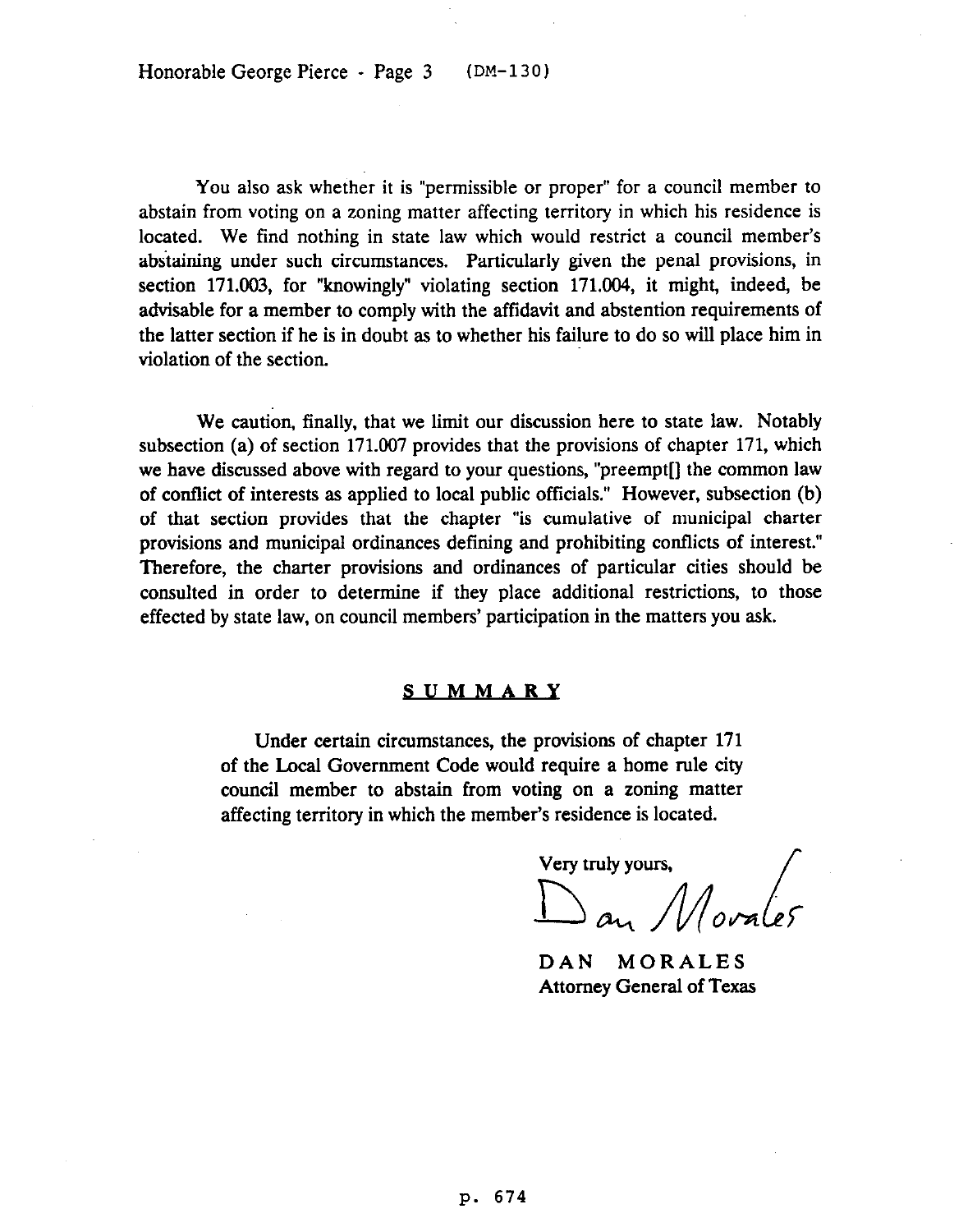You also ask whether it is "permissible or proper" for a council member to abstain from voting on a zoning matter affecting territory in which his residence is located. We find nothing in state law which would restrict a council member's abstaining under such circumstances. Particularly given the penal provisions, in section 171.003, for "knowingly" violating section 171.004, it might, indeed, be advisable for a member to comply with the affidavit and abstention requirements of the latter section if he is in doubt as to whether his failure to do so will place him in violation of the section.

We caution, finally, that we limit our discussion here to state law. Notably subsection (a) of section 171.007 provides that the provisions of chapter 171, which we have discussed above with regard to your questions, "preempt[] the common law of conflict of interests as applied to local public officials." However, subsection (b) of that section provides that the chapter "is cumulative of municipal charter provisions and municipal ordinances defining and prohibiting conflicts of interest." Therefore, the charter provisions and ordinances of particular cities should be consulted in order to determine if they place additional restrictions, to those effected by state law, on council members' participation in the matters you ask.

## SUMMARY

Under certain circumstances, the provisions of chapter 171 of the Local Government Code would require a home rule city council member to abstain from voting on a zoning matter affecting territory in which the member's residence is located.

Very truly yours,

Dan Morales

DAN MORALES
Attorney General of Texas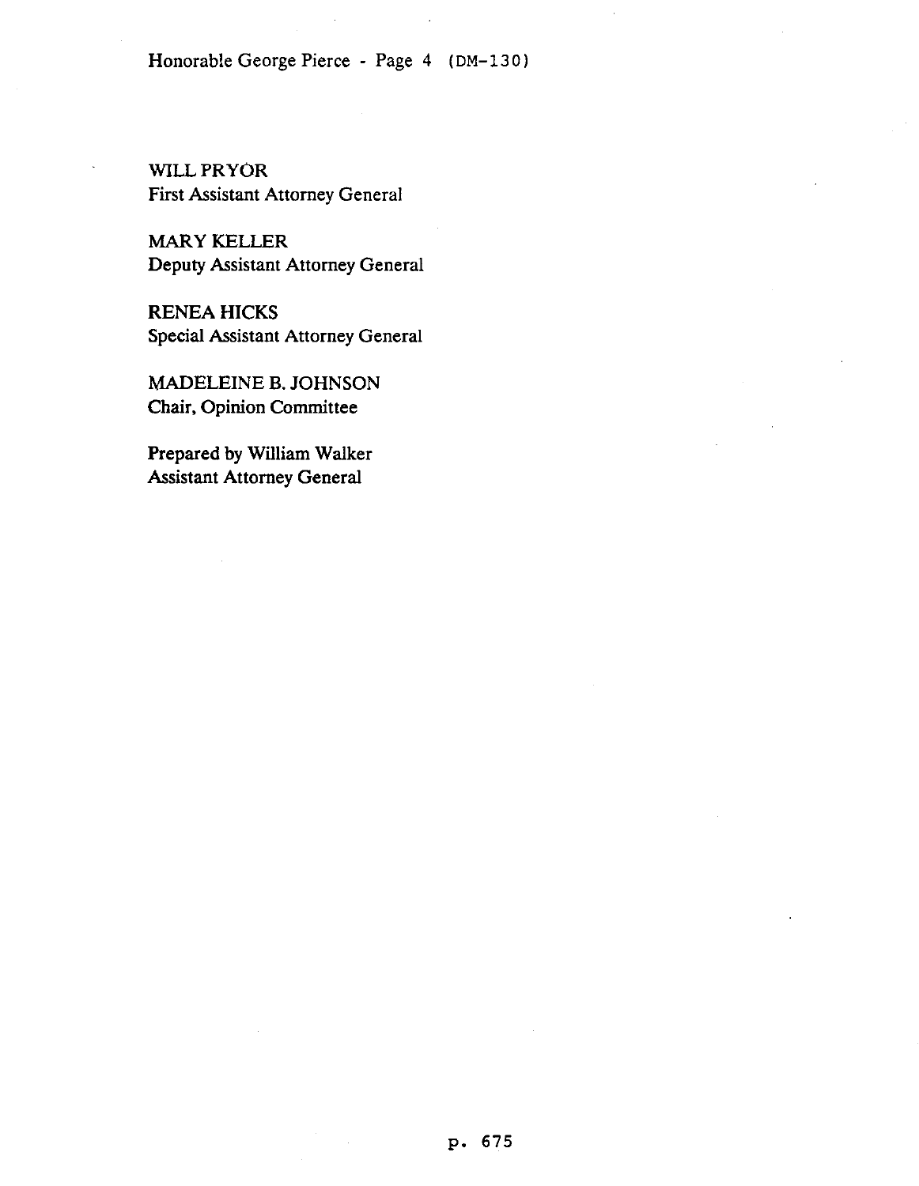WILL PRYOR
First Assistant Attorney General

MARY KELLER
Deputy Assistant Attorney General

RENEA HICKS
Special Assistant Attorney General

MADELEINE B. JOHNSON
Chair, Opinion Committee

Prepared by William Walker
Assistant Attorney General